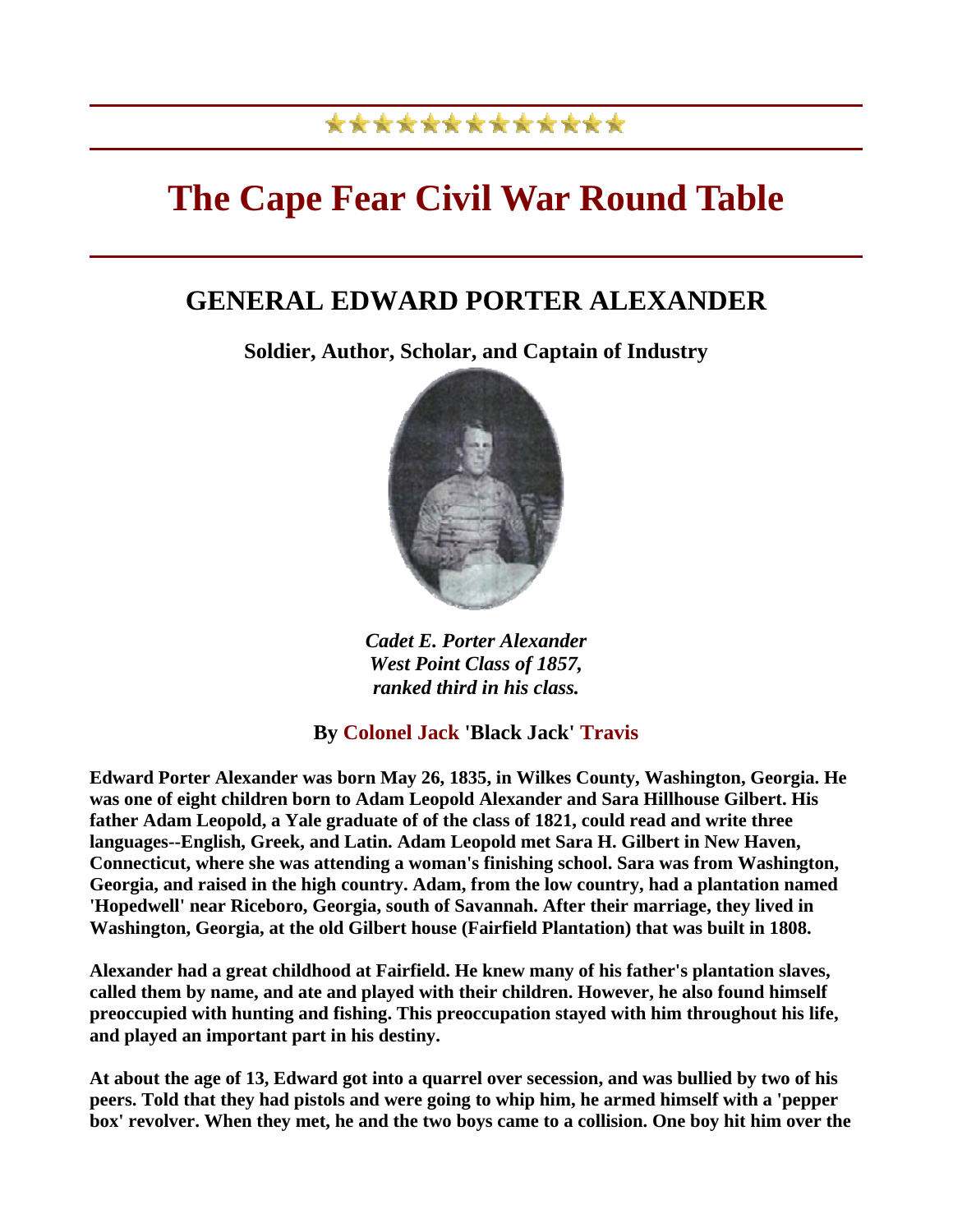# The Cape Fear Civil War Round Table

## GENERAL EDWARD PORTER ALEXANDER

**Soldier, Author, Scholar, and Captain of Industry**

***Cadet E. Porter Alexander***
***West Point Class of 1857,***
***ranked third in his class.***

**By Colonel Jack 'Black Jack' Travis**

**Edward Porter Alexander was born May 26, 1835, in Wilkes County, Washington, Georgia. He was one of eight children born to Adam Leopold Alexander and Sara Hillhouse Gilbert. His father Adam Leopold, a Yale graduate of of the class of 1821, could read and write three languages--English, Greek, and Latin. Adam Leopold met Sara H. Gilbert in New Haven, Connecticut, where she was attending a woman's finishing school. Sara was from Washington, Georgia, and raised in the high country. Adam, from the low country, had a plantation named 'Hopedwell' near Riceboro, Georgia, south of Savannah. After their marriage, they lived in Washington, Georgia, at the old Gilbert house (Fairfield Plantation) that was built in 1808.**

**Alexander had a great childhood at Fairfield. He knew many of his father's plantation slaves, called them by name, and ate and played with their children. However, he also found himself preoccupied with hunting and fishing. This preoccupation stayed with him throughout his life, and played an important part in his destiny.**

**At about the age of 13, Edward got into a quarrel over secession, and was bullied by two of his peers. Told that they had pistols and were going to whip him, he armed himself with a 'pepper box' revolver. When they met, he and the two boys came to a collision. One boy hit him over the**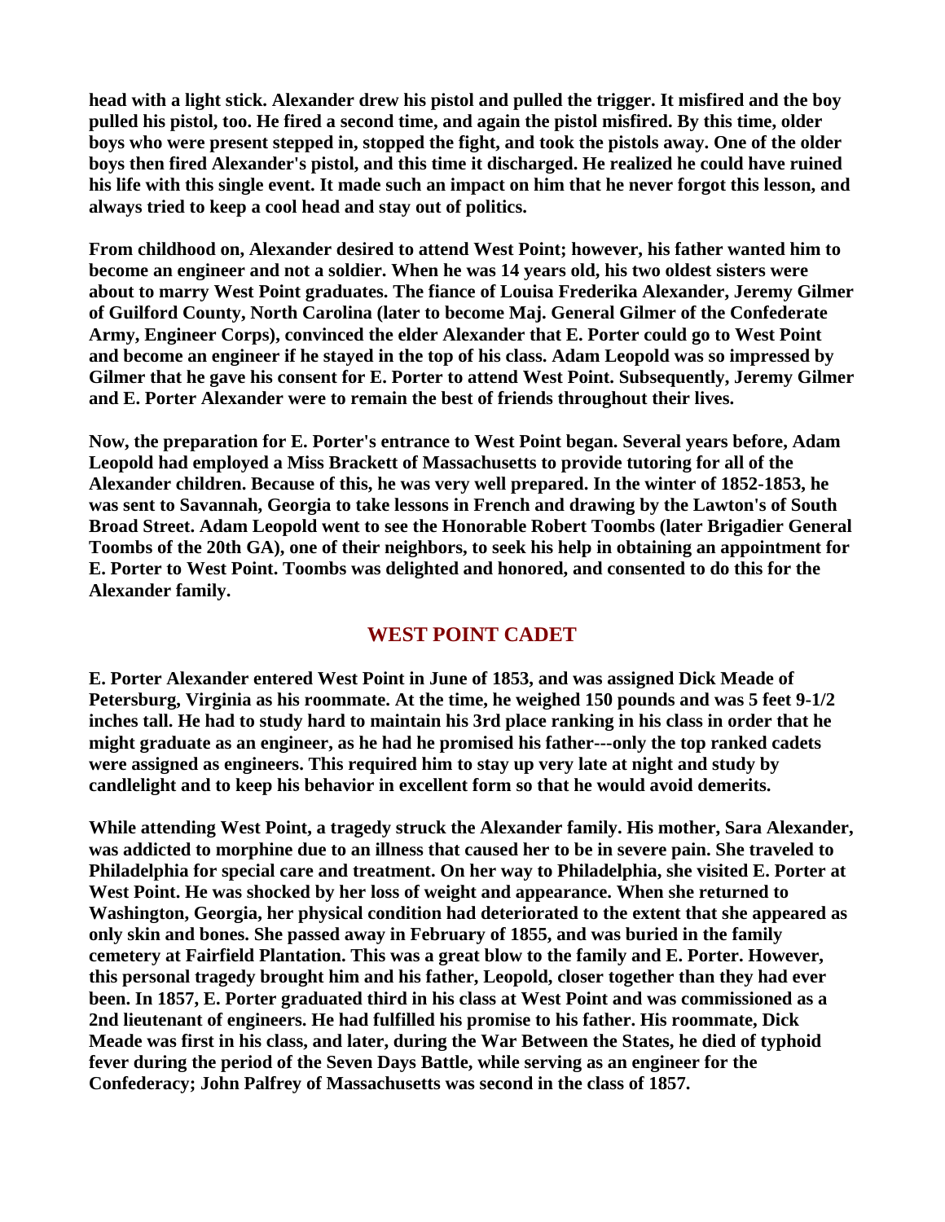**head with a light stick. Alexander drew his pistol and pulled the trigger. It misfired and the boy pulled his pistol, too. He fired a second time, and again the pistol misfired. By this time, older boys who were present stepped in, stopped the fight, and took the pistols away. One of the older boys then fired Alexander's pistol, and this time it discharged. He realized he could have ruined his life with this single event. It made such an impact on him that he never forgot this lesson, and always tried to keep a cool head and stay out of politics.**

**From childhood on, Alexander desired to attend West Point; however, his father wanted him to become an engineer and not a soldier. When he was 14 years old, his two oldest sisters were about to marry West Point graduates. The fiance of Louisa Frederika Alexander, Jeremy Gilmer of Guilford County, North Carolina (later to become Maj. General Gilmer of the Confederate Army, Engineer Corps), convinced the elder Alexander that E. Porter could go to West Point and become an engineer if he stayed in the top of his class. Adam Leopold was so impressed by Gilmer that he gave his consent for E. Porter to attend West Point. Subsequently, Jeremy Gilmer and E. Porter Alexander were to remain the best of friends throughout their lives.**

**Now, the preparation for E. Porter's entrance to West Point began. Several years before, Adam Leopold had employed a Miss Brackett of Massachusetts to provide tutoring for all of the Alexander children. Because of this, he was very well prepared. In the winter of 1852-1853, he was sent to Savannah, Georgia to take lessons in French and drawing by the Lawton's of South Broad Street. Adam Leopold went to see the Honorable Robert Toombs (later Brigadier General Toombs of the 20th GA), one of their neighbors, to seek his help in obtaining an appointment for E. Porter to West Point. Toombs was delighted and honored, and consented to do this for the Alexander family.**

## WEST POINT CADET

**E. Porter Alexander entered West Point in June of 1853, and was assigned Dick Meade of Petersburg, Virginia as his roommate. At the time, he weighed 150 pounds and was 5 feet 9-1/2 inches tall. He had to study hard to maintain his 3rd place ranking in his class in order that he might graduate as an engineer, as he had he promised his father---only the top ranked cadets were assigned as engineers. This required him to stay up very late at night and study by candlelight and to keep his behavior in excellent form so that he would avoid demerits.**

**While attending West Point, a tragedy struck the Alexander family. His mother, Sara Alexander, was addicted to morphine due to an illness that caused her to be in severe pain. She traveled to Philadelphia for special care and treatment. On her way to Philadelphia, she visited E. Porter at West Point. He was shocked by her loss of weight and appearance. When she returned to Washington, Georgia, her physical condition had deteriorated to the extent that she appeared as only skin and bones. She passed away in February of 1855, and was buried in the family cemetery at Fairfield Plantation. This was a great blow to the family and E. Porter. However, this personal tragedy brought him and his father, Leopold, closer together than they had ever been. In 1857, E. Porter graduated third in his class at West Point and was commissioned as a 2nd lieutenant of engineers. He had fulfilled his promise to his father. His roommate, Dick Meade was first in his class, and later, during the War Between the States, he died of typhoid fever during the period of the Seven Days Battle, while serving as an engineer for the Confederacy; John Palfrey of Massachusetts was second in the class of 1857.**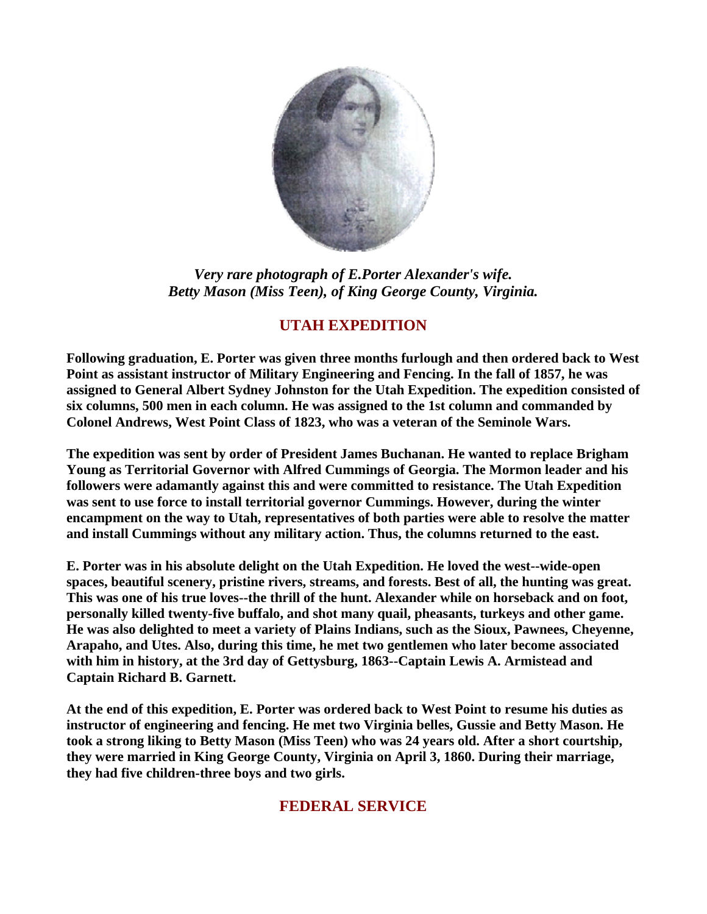*Very rare photograph of E.Porter Alexander's wife.*
*Betty Mason (Miss Teen), of King George County, Virginia.*

## UTAH EXPEDITION

**Following graduation, E. Porter was given three months furlough and then ordered back to West Point as assistant instructor of Military Engineering and Fencing. In the fall of 1857, he was assigned to General Albert Sydney Johnston for the Utah Expedition. The expedition consisted of six columns, 500 men in each column. He was assigned to the 1st column and commanded by Colonel Andrews, West Point Class of 1823, who was a veteran of the Seminole Wars.**

**The expedition was sent by order of President James Buchanan. He wanted to replace Brigham Young as Territorial Governor with Alfred Cummings of Georgia. The Mormon leader and his followers were adamantly against this and were committed to resistance. The Utah Expedition was sent to use force to install territorial governor Cummings. However, during the winter encampment on the way to Utah, representatives of both parties were able to resolve the matter and install Cummings without any military action. Thus, the columns returned to the east.**

**E. Porter was in his absolute delight on the Utah Expedition. He loved the west--wide-open spaces, beautiful scenery, pristine rivers, streams, and forests. Best of all, the hunting was great. This was one of his true loves--the thrill of the hunt. Alexander while on horseback and on foot, personally killed twenty-five buffalo, and shot many quail, pheasants, turkeys and other game. He was also delighted to meet a variety of Plains Indians, such as the Sioux, Pawnees, Cheyenne, Arapaho, and Utes. Also, during this time, he met two gentlemen who later become associated with him in history, at the 3rd day of Gettysburg, 1863--Captain Lewis A. Armistead and Captain Richard B. Garnett.**

**At the end of this expedition, E. Porter was ordered back to West Point to resume his duties as instructor of engineering and fencing. He met two Virginia belles, Gussie and Betty Mason. He took a strong liking to Betty Mason (Miss Teen) who was 24 years old. After a short courtship, they were married in King George County, Virginia on April 3, 1860. During their marriage, they had five children-three boys and two girls.**

## FEDERAL SERVICE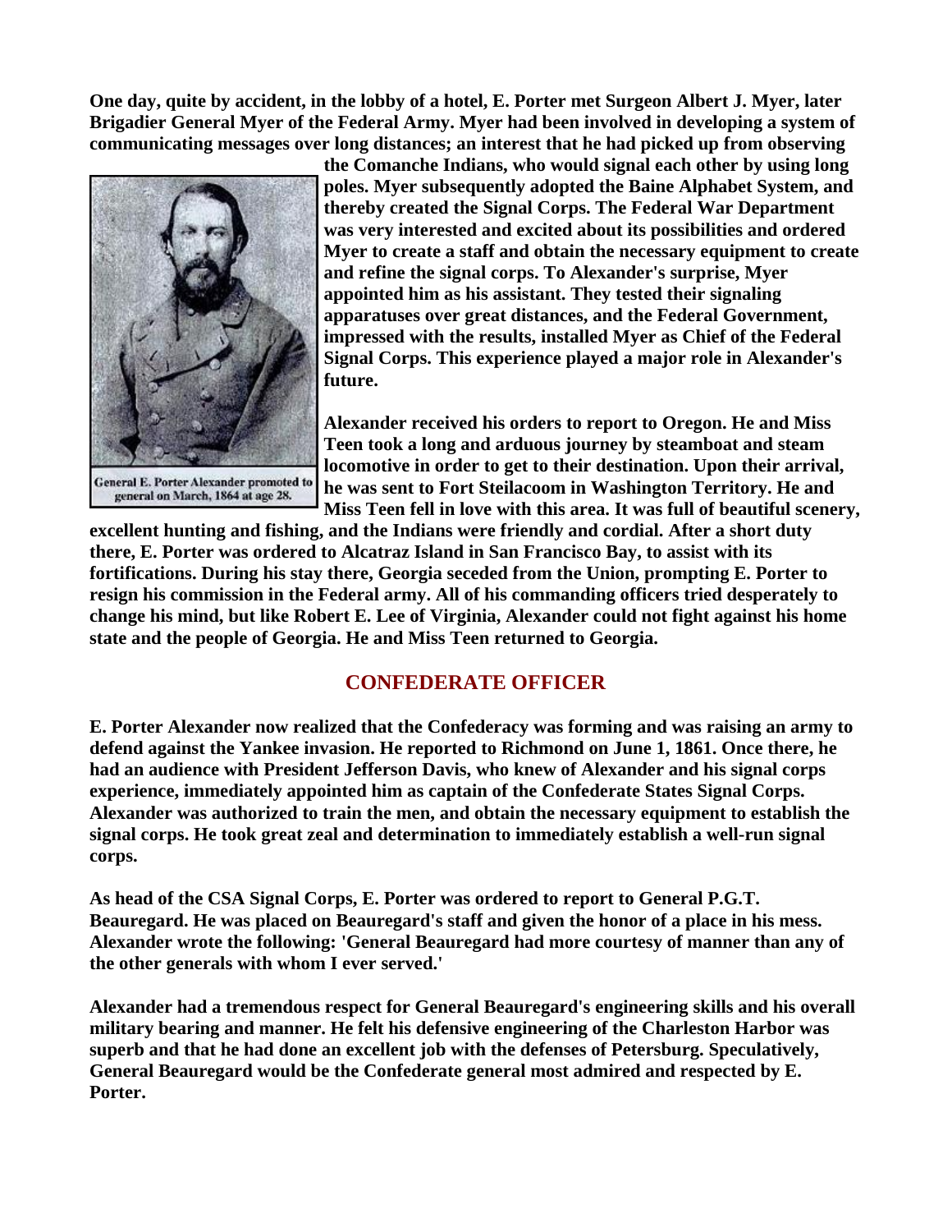**One day, quite by accident, in the lobby of a hotel, E. Porter met Surgeon Albert J. Myer, later Brigadier General Myer of the Federal Army. Myer had been involved in developing a system of communicating messages over long distances; an interest that he had picked up from observing the Comanche Indians, who would signal each other by using long poles. Myer subsequently adopted the Baine Alphabet System, and thereby created the Signal Corps. The Federal War Department was very interested and excited about its possibilities and ordered Myer to create a staff and obtain the necessary equipment to create and refine the signal corps. To Alexander's surprise, Myer appointed him as his assistant. They tested their signaling apparatuses over great distances, and the Federal Government, impressed with the results, installed Myer as Chief of the Federal Signal Corps. This experience played a major role in Alexander's future.**

General E. Porter Alexander promoted to general on March, 1864 at age 28.

**Alexander received his orders to report to Oregon. He and Miss Teen took a long and arduous journey by steamboat and steam locomotive in order to get to their destination. Upon their arrival, he was sent to Fort Steilacoom in Washington Territory. He and Miss Teen fell in love with this area. It was full of beautiful scenery, excellent hunting and fishing, and the Indians were friendly and cordial. After a short duty there, E. Porter was ordered to Alcatraz Island in San Francisco Bay, to assist with its fortifications. During his stay there, Georgia seceded from the Union, prompting E. Porter to resign his commission in the Federal army. All of his commanding officers tried desperately to change his mind, but like Robert E. Lee of Virginia, Alexander could not fight against his home state and the people of Georgia. He and Miss Teen returned to Georgia.**

## CONFEDERATE OFFICER

**E. Porter Alexander now realized that the Confederacy was forming and was raising an army to defend against the Yankee invasion. He reported to Richmond on June 1, 1861. Once there, he had an audience with President Jefferson Davis, who knew of Alexander and his signal corps experience, immediately appointed him as captain of the Confederate States Signal Corps. Alexander was authorized to train the men, and obtain the necessary equipment to establish the signal corps. He took great zeal and determination to immediately establish a well-run signal corps.**

**As head of the CSA Signal Corps, E. Porter was ordered to report to General P.G.T. Beauregard. He was placed on Beauregard's staff and given the honor of a place in his mess. Alexander wrote the following: 'General Beauregard had more courtesy of manner than any of the other generals with whom I ever served.'**

**Alexander had a tremendous respect for General Beauregard's engineering skills and his overall military bearing and manner. He felt his defensive engineering of the Charleston Harbor was superb and that he had done an excellent job with the defenses of Petersburg. Speculatively, General Beauregard would be the Confederate general most admired and respected by E. Porter.**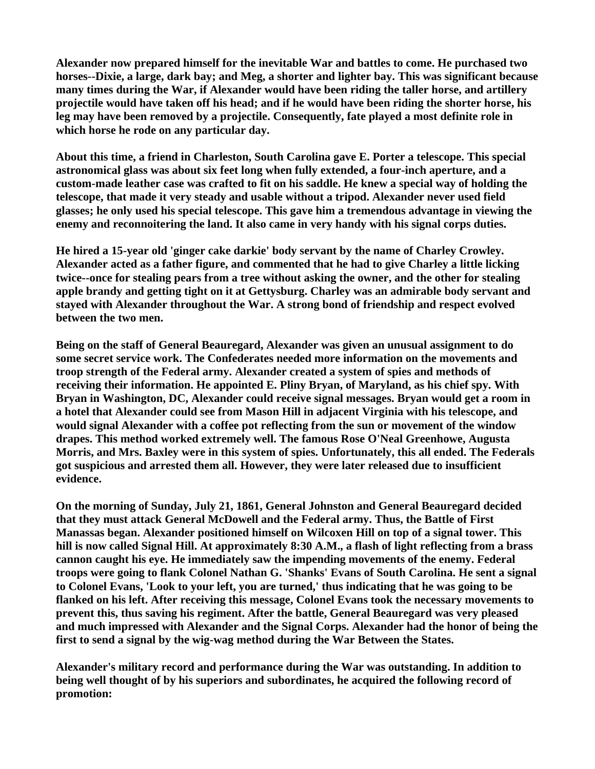**Alexander now prepared himself for the inevitable War and battles to come. He purchased two horses--Dixie, a large, dark bay; and Meg, a shorter and lighter bay. This was significant because many times during the War, if Alexander would have been riding the taller horse, and artillery projectile would have taken off his head; and if he would have been riding the shorter horse, his leg may have been removed by a projectile. Consequently, fate played a most definite role in which horse he rode on any particular day.**

**About this time, a friend in Charleston, South Carolina gave E. Porter a telescope. This special astronomical glass was about six feet long when fully extended, a four-inch aperture, and a custom-made leather case was crafted to fit on his saddle. He knew a special way of holding the telescope, that made it very steady and usable without a tripod. Alexander never used field glasses; he only used his special telescope. This gave him a tremendous advantage in viewing the enemy and reconnoitering the land. It also came in very handy with his signal corps duties.**

**He hired a 15-year old 'ginger cake darkie' body servant by the name of Charley Crowley. Alexander acted as a father figure, and commented that he had to give Charley a little licking twice--once for stealing pears from a tree without asking the owner, and the other for stealing apple brandy and getting tight on it at Gettysburg. Charley was an admirable body servant and stayed with Alexander throughout the War. A strong bond of friendship and respect evolved between the two men.**

**Being on the staff of General Beauregard, Alexander was given an unusual assignment to do some secret service work. The Confederates needed more information on the movements and troop strength of the Federal army. Alexander created a system of spies and methods of receiving their information. He appointed E. Pliny Bryan, of Maryland, as his chief spy. With Bryan in Washington, DC, Alexander could receive signal messages. Bryan would get a room in a hotel that Alexander could see from Mason Hill in adjacent Virginia with his telescope, and would signal Alexander with a coffee pot reflecting from the sun or movement of the window drapes. This method worked extremely well. The famous Rose O'Neal Greenhowe, Augusta Morris, and Mrs. Baxley were in this system of spies. Unfortunately, this all ended. The Federals got suspicious and arrested them all. However, they were later released due to insufficient evidence.**

**On the morning of Sunday, July 21, 1861, General Johnston and General Beauregard decided that they must attack General McDowell and the Federal army. Thus, the Battle of First Manassas began. Alexander positioned himself on Wilcoxen Hill on top of a signal tower. This hill is now called Signal Hill. At approximately 8:30 A.M., a flash of light reflecting from a brass cannon caught his eye. He immediately saw the impending movements of the enemy. Federal troops were going to flank Colonel Nathan G. 'Shanks' Evans of South Carolina. He sent a signal to Colonel Evans, 'Look to your left, you are turned,' thus indicating that he was going to be flanked on his left. After receiving this message, Colonel Evans took the necessary movements to prevent this, thus saving his regiment. After the battle, General Beauregard was very pleased and much impressed with Alexander and the Signal Corps. Alexander had the honor of being the first to send a signal by the wig-wag method during the War Between the States.**

**Alexander's military record and performance during the War was outstanding. In addition to being well thought of by his superiors and subordinates, he acquired the following record of promotion:**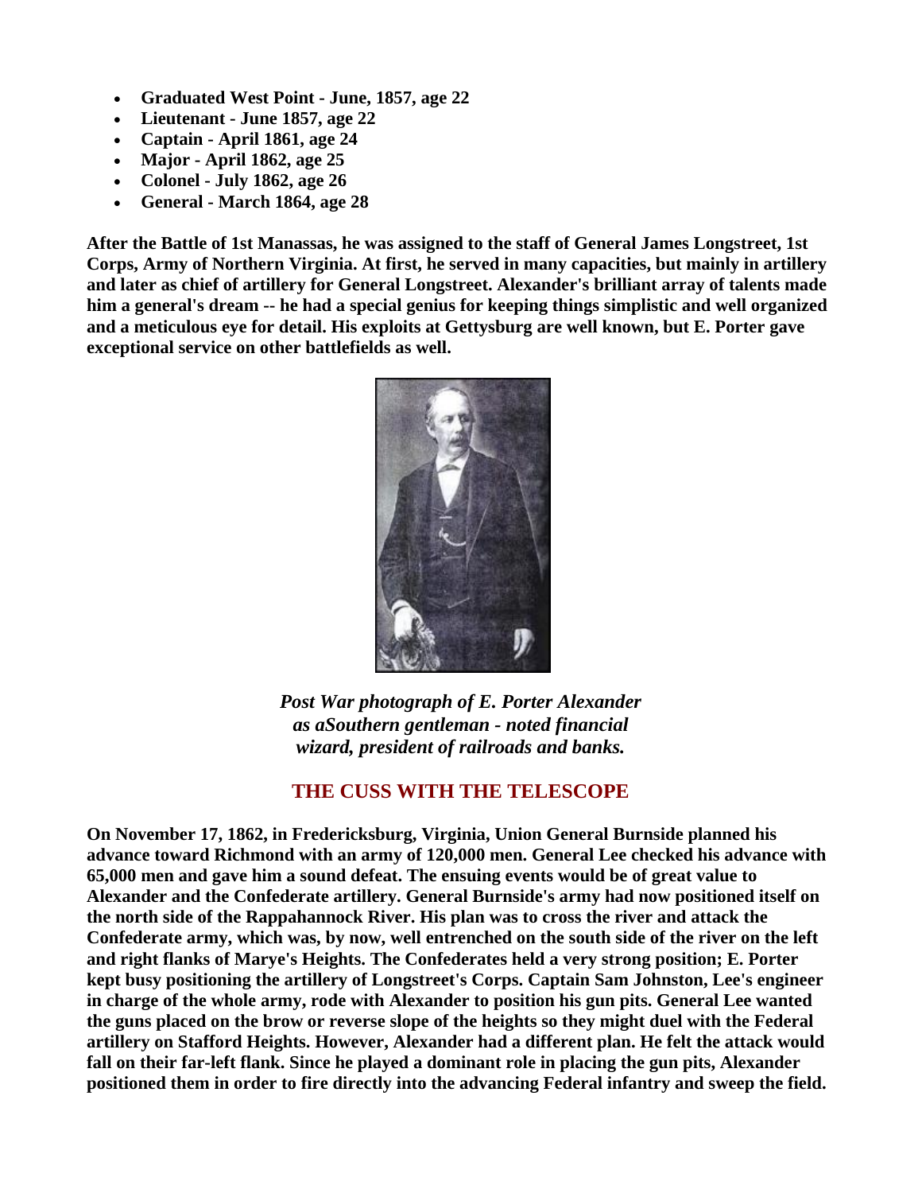- **Graduated West Point - June, 1857, age 22**
- **Lieutenant - June 1857, age 22**
- **Captain - April 1861, age 24**
- **Major - April 1862, age 25**
- **Colonel - July 1862, age 26**
- **General - March 1864, age 28**

**After the Battle of 1st Manassas, he was assigned to the staff of General James Longstreet, 1st Corps, Army of Northern Virginia. At first, he served in many capacities, but mainly in artillery and later as chief of artillery for General Longstreet. Alexander's brilliant array of talents made him a general's dream -- he had a special genius for keeping things simplistic and well organized and a meticulous eye for detail. His exploits at Gettysburg are well known, but E. Porter gave exceptional service on other battlefields as well.**

***Post War photograph of E. Porter Alexander as aSouthern gentleman - noted financial wizard, president of railroads and banks.***

## THE CUSS WITH THE TELESCOPE

**On November 17, 1862, in Fredericksburg, Virginia, Union General Burnside planned his advance toward Richmond with an army of 120,000 men. General Lee checked his advance with 65,000 men and gave him a sound defeat. The ensuing events would be of great value to Alexander and the Confederate artillery. General Burnside's army had now positioned itself on the north side of the Rappahannock River. His plan was to cross the river and attack the Confederate army, which was, by now, well entrenched on the south side of the river on the left and right flanks of Marye's Heights. The Confederates held a very strong position; E. Porter kept busy positioning the artillery of Longstreet's Corps. Captain Sam Johnston, Lee's engineer in charge of the whole army, rode with Alexander to position his gun pits. General Lee wanted the guns placed on the brow or reverse slope of the heights so they might duel with the Federal artillery on Stafford Heights. However, Alexander had a different plan. He felt the attack would fall on their far-left flank. Since he played a dominant role in placing the gun pits, Alexander positioned them in order to fire directly into the advancing Federal infantry and sweep the field.**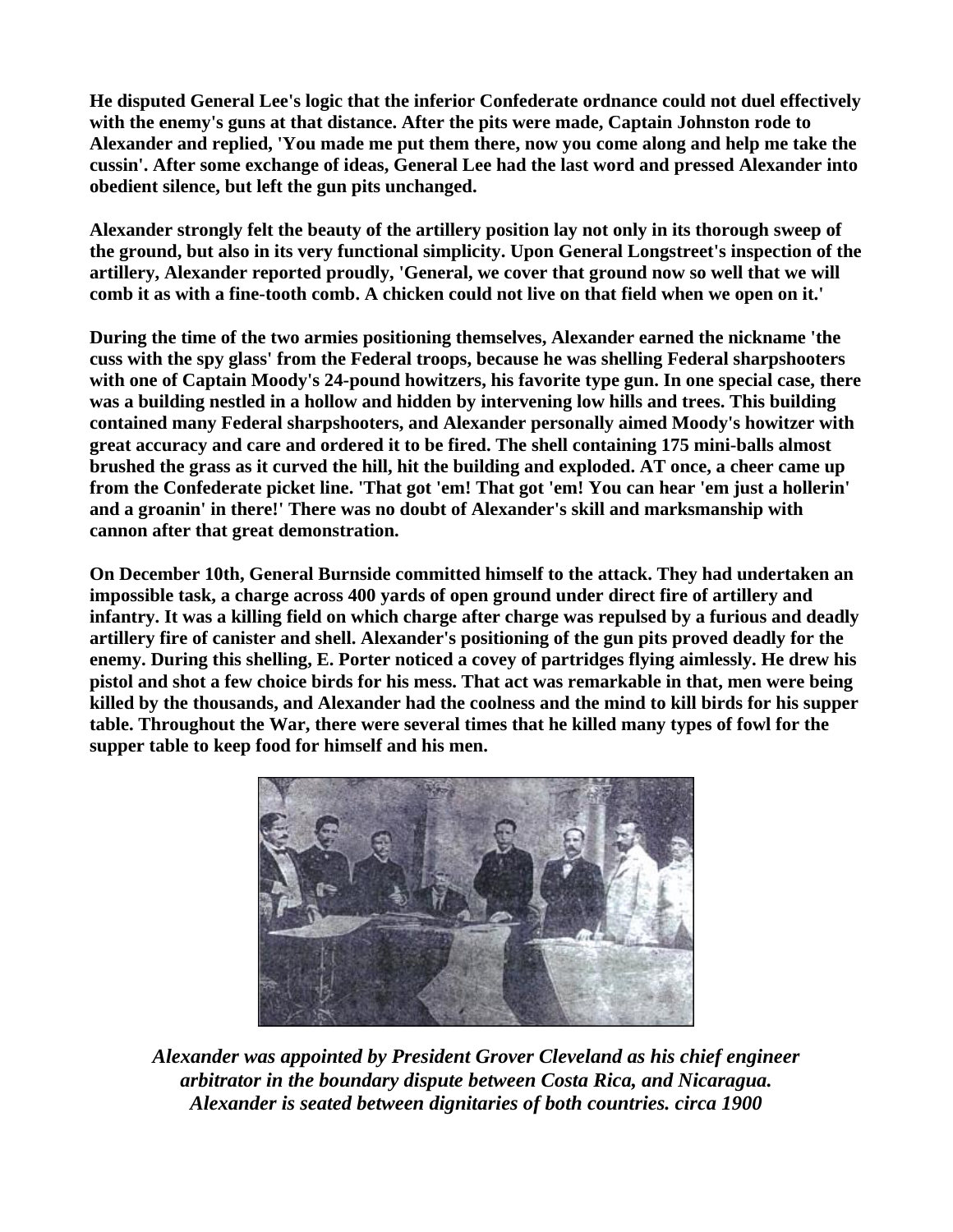**He disputed General Lee's logic that the inferior Confederate ordnance could not duel effectively with the enemy's guns at that distance. After the pits were made, Captain Johnston rode to Alexander and replied, 'You made me put them there, now you come along and help me take the cussin'. After some exchange of ideas, General Lee had the last word and pressed Alexander into obedient silence, but left the gun pits unchanged.**

**Alexander strongly felt the beauty of the artillery position lay not only in its thorough sweep of the ground, but also in its very functional simplicity. Upon General Longstreet's inspection of the artillery, Alexander reported proudly, 'General, we cover that ground now so well that we will comb it as with a fine-tooth comb. A chicken could not live on that field when we open on it.'**

**During the time of the two armies positioning themselves, Alexander earned the nickname 'the cuss with the spy glass' from the Federal troops, because he was shelling Federal sharpshooters with one of Captain Moody's 24-pound howitzers, his favorite type gun. In one special case, there was a building nestled in a hollow and hidden by intervening low hills and trees. This building contained many Federal sharpshooters, and Alexander personally aimed Moody's howitzer with great accuracy and care and ordered it to be fired. The shell containing 175 mini-balls almost brushed the grass as it curved the hill, hit the building and exploded. AT once, a cheer came up from the Confederate picket line. 'That got 'em! That got 'em! You can hear 'em just a hollerin' and a groanin' in there!' There was no doubt of Alexander's skill and marksmanship with cannon after that great demonstration.**

**On December 10th, General Burnside committed himself to the attack. They had undertaken an impossible task, a charge across 400 yards of open ground under direct fire of artillery and infantry. It was a killing field on which charge after charge was repulsed by a furious and deadly artillery fire of canister and shell. Alexander's positioning of the gun pits proved deadly for the enemy. During this shelling, E. Porter noticed a covey of partridges flying aimlessly. He drew his pistol and shot a few choice birds for his mess. That act was remarkable in that, men were being killed by the thousands, and Alexander had the coolness and the mind to kill birds for his supper table. Throughout the War, there were several times that he killed many types of fowl for the supper table to keep food for himself and his men.**

***Alexander was appointed by President Grover Cleveland as his chief engineer arbitrator in the boundary dispute between Costa Rica, and Nicaragua. Alexander is seated between dignitaries of both countries. circa 1900***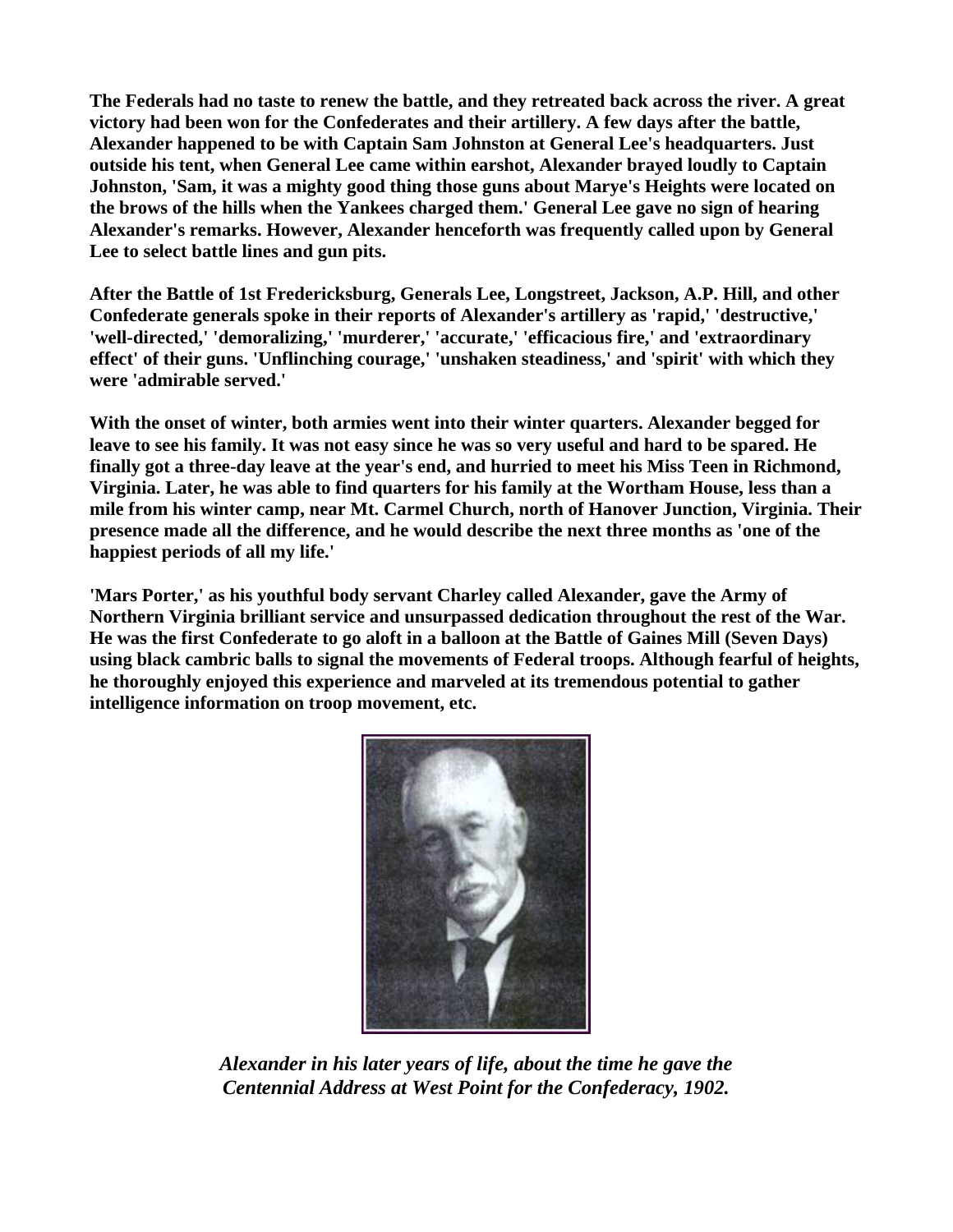**The Federals had no taste to renew the battle, and they retreated back across the river. A great victory had been won for the Confederates and their artillery. A few days after the battle, Alexander happened to be with Captain Sam Johnston at General Lee's headquarters. Just outside his tent, when General Lee came within earshot, Alexander brayed loudly to Captain Johnston, 'Sam, it was a mighty good thing those guns about Marye's Heights were located on the brows of the hills when the Yankees charged them.' General Lee gave no sign of hearing Alexander's remarks. However, Alexander henceforth was frequently called upon by General Lee to select battle lines and gun pits.**

**After the Battle of 1st Fredericksburg, Generals Lee, Longstreet, Jackson, A.P. Hill, and other Confederate generals spoke in their reports of Alexander's artillery as 'rapid,' 'destructive,' 'well-directed,' 'demoralizing,' 'murderer,' 'accurate,' 'efficacious fire,' and 'extraordinary effect' of their guns. 'Unflinching courage,' 'unshaken steadiness,' and 'spirit' with which they were 'admirable served.'**

**With the onset of winter, both armies went into their winter quarters. Alexander begged for leave to see his family. It was not easy since he was so very useful and hard to be spared. He finally got a three-day leave at the year's end, and hurried to meet his Miss Teen in Richmond, Virginia. Later, he was able to find quarters for his family at the Wortham House, less than a mile from his winter camp, near Mt. Carmel Church, north of Hanover Junction, Virginia. Their presence made all the difference, and he would describe the next three months as 'one of the happiest periods of all my life.'**

**'Mars Porter,' as his youthful body servant Charley called Alexander, gave the Army of Northern Virginia brilliant service and unsurpassed dedication throughout the rest of the War. He was the first Confederate to go aloft in a balloon at the Battle of Gaines Mill (Seven Days) using black cambric balls to signal the movements of Federal troops. Although fearful of heights, he thoroughly enjoyed this experience and marveled at its tremendous potential to gather intelligence information on troop movement, etc.**

***Alexander in his later years of life, about the time he gave the Centennial Address at West Point for the Confederacy, 1902.***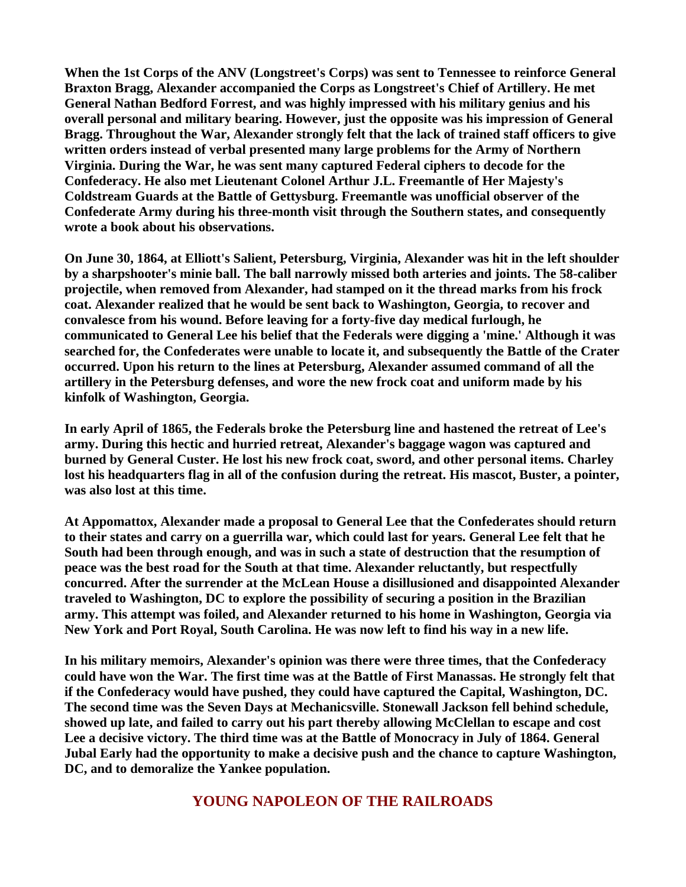**When the 1st Corps of the ANV (Longstreet's Corps) was sent to Tennessee to reinforce General Braxton Bragg, Alexander accompanied the Corps as Longstreet's Chief of Artillery. He met General Nathan Bedford Forrest, and was highly impressed with his military genius and his overall personal and military bearing. However, just the opposite was his impression of General Bragg. Throughout the War, Alexander strongly felt that the lack of trained staff officers to give written orders instead of verbal presented many large problems for the Army of Northern Virginia. During the War, he was sent many captured Federal ciphers to decode for the Confederacy. He also met Lieutenant Colonel Arthur J.L. Freemantle of Her Majesty's Coldstream Guards at the Battle of Gettysburg. Freemantle was unofficial observer of the Confederate Army during his three-month visit through the Southern states, and consequently wrote a book about his observations.**

**On June 30, 1864, at Elliott's Salient, Petersburg, Virginia, Alexander was hit in the left shoulder by a sharpshooter's minie ball. The ball narrowly missed both arteries and joints. The 58-caliber projectile, when removed from Alexander, had stamped on it the thread marks from his frock coat. Alexander realized that he would be sent back to Washington, Georgia, to recover and convalesce from his wound. Before leaving for a forty-five day medical furlough, he communicated to General Lee his belief that the Federals were digging a 'mine.' Although it was searched for, the Confederates were unable to locate it, and subsequently the Battle of the Crater occurred. Upon his return to the lines at Petersburg, Alexander assumed command of all the artillery in the Petersburg defenses, and wore the new frock coat and uniform made by his kinfolk of Washington, Georgia.**

**In early April of 1865, the Federals broke the Petersburg line and hastened the retreat of Lee's army. During this hectic and hurried retreat, Alexander's baggage wagon was captured and burned by General Custer. He lost his new frock coat, sword, and other personal items. Charley lost his headquarters flag in all of the confusion during the retreat. His mascot, Buster, a pointer, was also lost at this time.**

**At Appomattox, Alexander made a proposal to General Lee that the Confederates should return to their states and carry on a guerrilla war, which could last for years. General Lee felt that he South had been through enough, and was in such a state of destruction that the resumption of peace was the best road for the South at that time. Alexander reluctantly, but respectfully concurred. After the surrender at the McLean House a disillusioned and disappointed Alexander traveled to Washington, DC to explore the possibility of securing a position in the Brazilian army. This attempt was foiled, and Alexander returned to his home in Washington, Georgia via New York and Port Royal, South Carolina. He was now left to find his way in a new life.**

**In his military memoirs, Alexander's opinion was there were three times, that the Confederacy could have won the War. The first time was at the Battle of First Manassas. He strongly felt that if the Confederacy would have pushed, they could have captured the Capital, Washington, DC. The second time was the Seven Days at Mechanicsville. Stonewall Jackson fell behind schedule, showed up late, and failed to carry out his part thereby allowing McClellan to escape and cost Lee a decisive victory. The third time was at the Battle of Monocracy in July of 1864. General Jubal Early had the opportunity to make a decisive push and the chance to capture Washington, DC, and to demoralize the Yankee population.**

## YOUNG NAPOLEON OF THE RAILROADS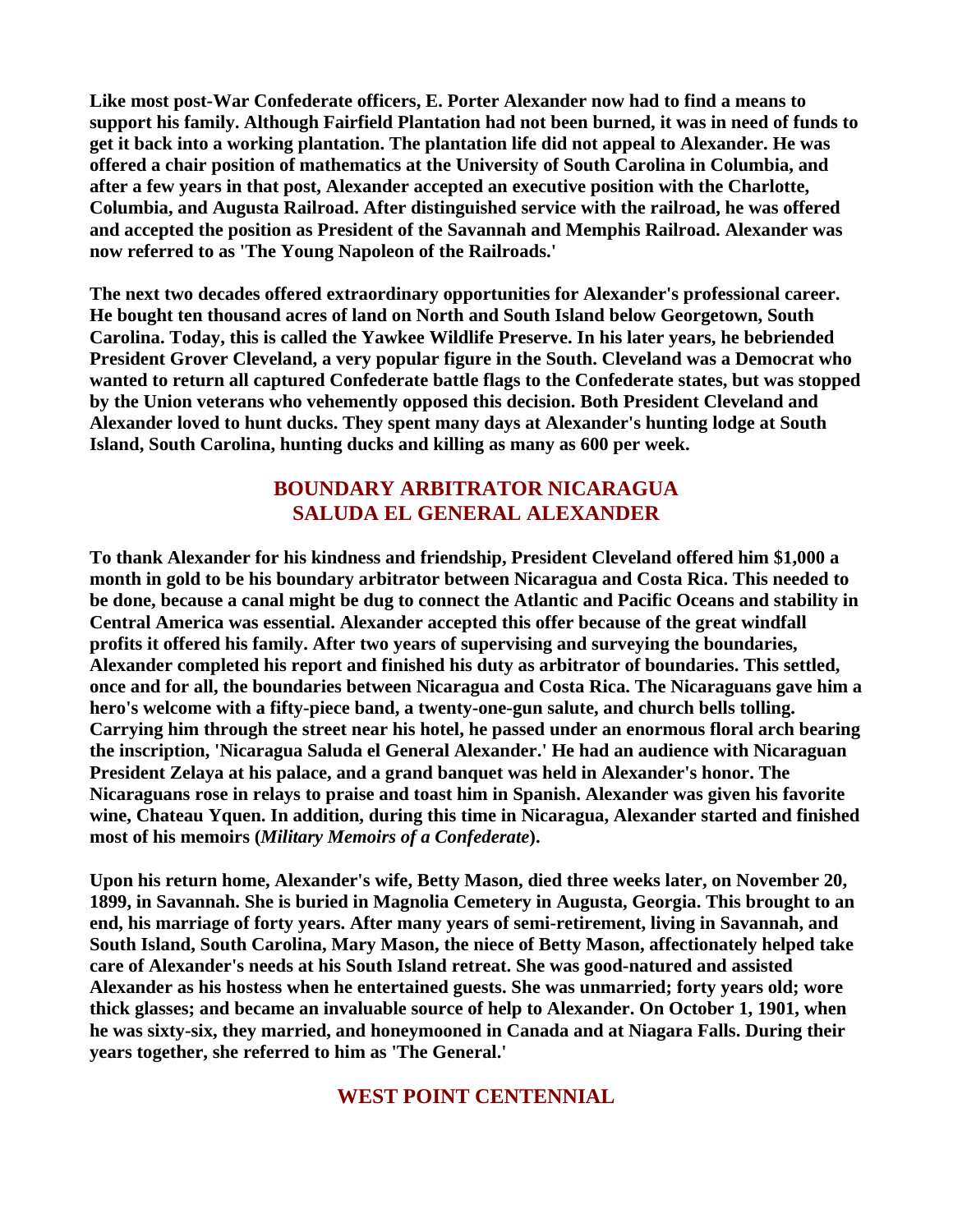**Like most post-War Confederate officers, E. Porter Alexander now had to find a means to support his family. Although Fairfield Plantation had not been burned, it was in need of funds to get it back into a working plantation. The plantation life did not appeal to Alexander. He was offered a chair position of mathematics at the University of South Carolina in Columbia, and after a few years in that post, Alexander accepted an executive position with the Charlotte, Columbia, and Augusta Railroad. After distinguished service with the railroad, he was offered and accepted the position as President of the Savannah and Memphis Railroad. Alexander was now referred to as 'The Young Napoleon of the Railroads.'**

**The next two decades offered extraordinary opportunities for Alexander's professional career. He bought ten thousand acres of land on North and South Island below Georgetown, South Carolina. Today, this is called the Yawkee Wildlife Preserve. In his later years, he bebriended President Grover Cleveland, a very popular figure in the South. Cleveland was a Democrat who wanted to return all captured Confederate battle flags to the Confederate states, but was stopped by the Union veterans who vehemently opposed this decision. Both President Cleveland and Alexander loved to hunt ducks. They spent many days at Alexander's hunting lodge at South Island, South Carolina, hunting ducks and killing as many as 600 per week.**

## BOUNDARY ARBITRATOR NICARAGUA SALUDA EL GENERAL ALEXANDER

**To thank Alexander for his kindness and friendship, President Cleveland offered him $1,000 a month in gold to be his boundary arbitrator between Nicaragua and Costa Rica. This needed to be done, because a canal might be dug to connect the Atlantic and Pacific Oceans and stability in Central America was essential. Alexander accepted this offer because of the great windfall profits it offered his family. After two years of supervising and surveying the boundaries, Alexander completed his report and finished his duty as arbitrator of boundaries. This settled, once and for all, the boundaries between Nicaragua and Costa Rica. The Nicaraguans gave him a hero's welcome with a fifty-piece band, a twenty-one-gun salute, and church bells tolling. Carrying him through the street near his hotel, he passed under an enormous floral arch bearing the inscription, 'Nicaragua Saluda el General Alexander.' He had an audience with Nicaraguan President Zelaya at his palace, and a grand banquet was held in Alexander's honor. The Nicaraguans rose in relays to praise and toast him in Spanish. Alexander was given his favorite wine, Chateau Yquen. In addition, during this time in Nicaragua, Alexander started and finished most of his memoirs (*Military Memoirs of a Confederate*).**

**Upon his return home, Alexander's wife, Betty Mason, died three weeks later, on November 20, 1899, in Savannah. She is buried in Magnolia Cemetery in Augusta, Georgia. This brought to an end, his marriage of forty years. After many years of semi-retirement, living in Savannah, and South Island, South Carolina, Mary Mason, the niece of Betty Mason, affectionately helped take care of Alexander's needs at his South Island retreat. She was good-natured and assisted Alexander as his hostess when he entertained guests. She was unmarried; forty years old; wore thick glasses; and became an invaluable source of help to Alexander. On October 1, 1901, when he was sixty-six, they married, and honeymooned in Canada and at Niagara Falls. During their years together, she referred to him as 'The General.'**

## WEST POINT CENTENNIAL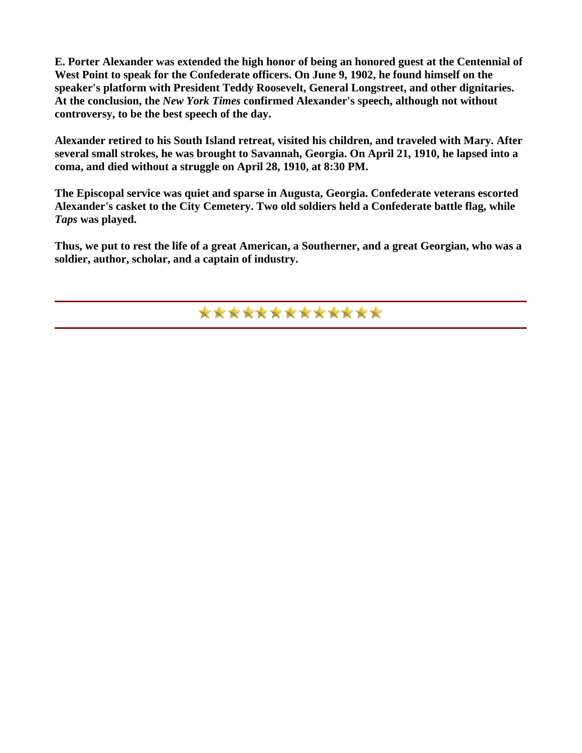**E. Porter Alexander was extended the high honor of being an honored guest at the Centennial of West Point to speak for the Confederate officers. On June 9, 1902, he found himself on the speaker's platform with President Teddy Roosevelt, General Longstreet, and other dignitaries. At the conclusion, the *New York Times* confirmed Alexander's speech, although not without controversy, to be the best speech of the day.**

**Alexander retired to his South Island retreat, visited his children, and traveled with Mary. After several small strokes, he was brought to Savannah, Georgia. On April 21, 1910, he lapsed into a coma, and died without a struggle on April 28, 1910, at 8:30 PM.**

**The Episcopal service was quiet and sparse in Augusta, Georgia. Confederate veterans escorted Alexander's casket to the City Cemetery. Two old soldiers held a Confederate battle flag, while *Taps* was played.**

**Thus, we put to rest the life of a great American, a Southerner, and a great Georgian, who was a soldier, author, scholar, and a captain of industry.**

---

★★★★★★★★★★★★★

---